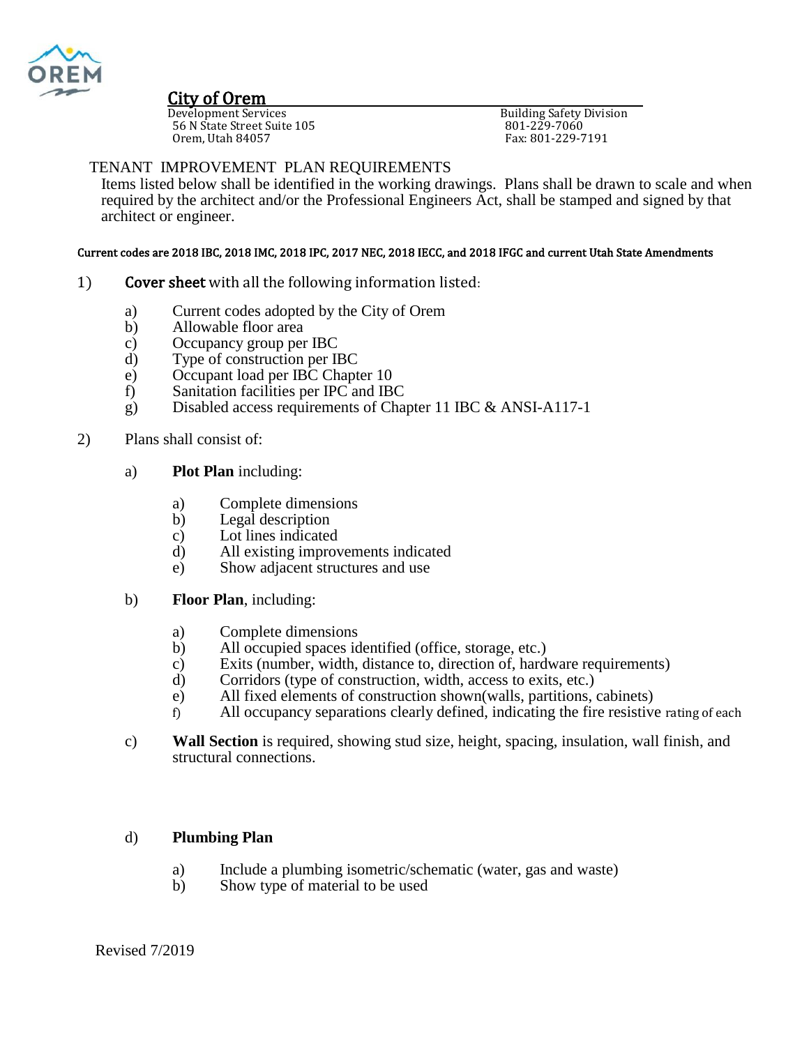## City of Orem

Development Services
56 N State Street Suite 105
Orem, Utah 84057

Building Safety Division
801-229-7060
Fax: 801-229-7191

# TENANT IMPROVEMENT PLAN REQUIREMENTS

Items listed below shall be identified in the working drawings. Plans shall be drawn to scale and when required by the architect and/or the Professional Engineers Act, shall be stamped and signed by that architect or engineer.

**Current codes are 2018 IBC, 2018 IMC, 2018 IPC, 2017 NEC, 2018 IECC, and 2018 IFGC and current Utah State Amendments**

1) **Cover sheet** with all the following information listed:

   a) Current codes adopted by the City of Orem
   b) Allowable floor area
   c) Occupancy group per IBC
   d) Type of construction per IBC
   e) Occupant load per IBC Chapter 10
   f) Sanitation facilities per IPC and IBC
   g) Disabled access requirements of Chapter 11 IBC & ANSI-A117-1

2) Plans shall consist of:

   a) **Plot Plan** including:

      a) Complete dimensions
      b) Legal description
      c) Lot lines indicated
      d) All existing improvements indicated
      e) Show adjacent structures and use

   b) **Floor Plan**, including:

      a) Complete dimensions
      b) All occupied spaces identified (office, storage, etc.)
      c) Exits (number, width, distance to, direction of, hardware requirements)
      d) Corridors (type of construction, width, access to exits, etc.)
      e) All fixed elements of construction shown(walls, partitions, cabinets)
      f) All occupancy separations clearly defined, indicating the fire resistive rating of each

   c) **Wall Section** is required, showing stud size, height, spacing, insulation, wall finish, and structural connections.

   d) **Plumbing Plan**

      a) Include a plumbing isometric/schematic (water, gas and waste)
      b) Show type of material to be used

Revised 7/2019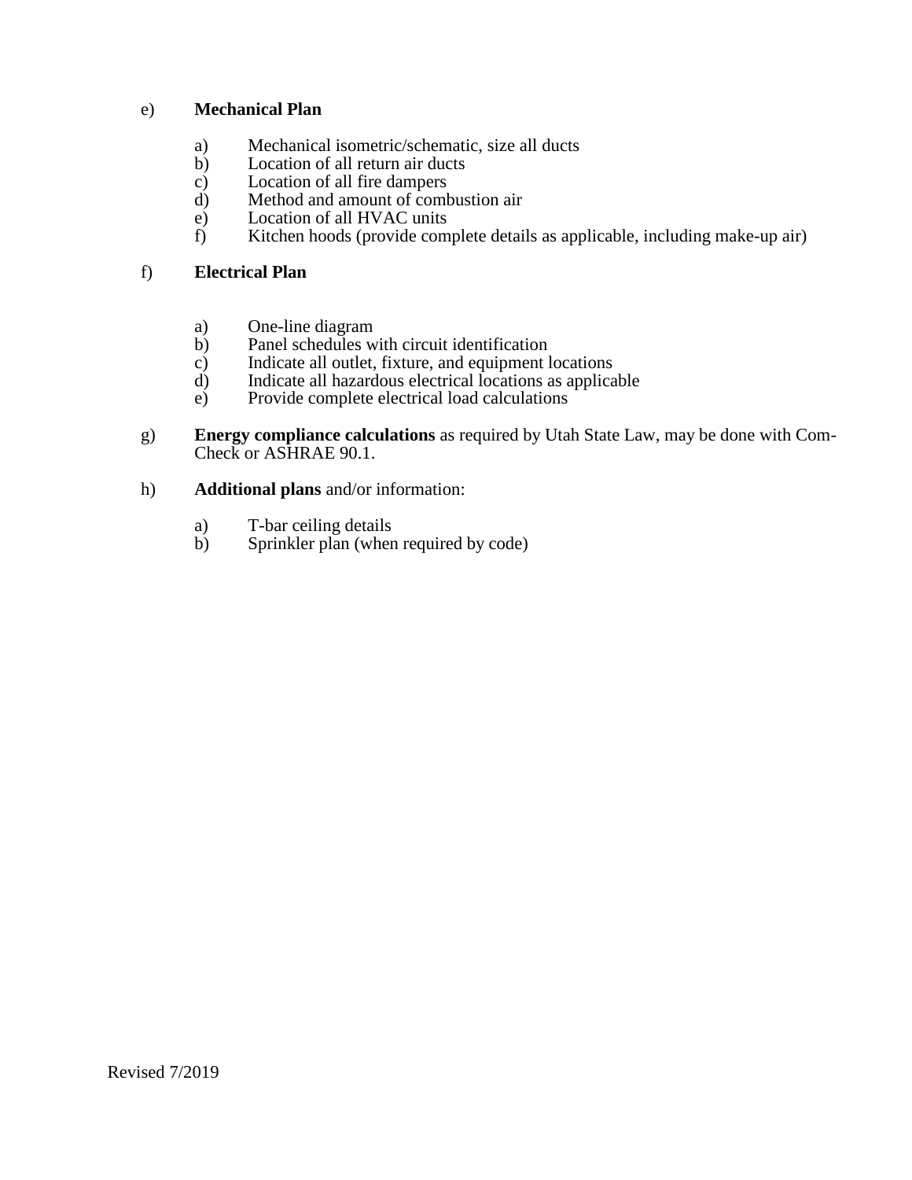e) **Mechanical Plan**

   a) Mechanical isometric/schematic, size all ducts
   b) Location of all return air ducts
   c) Location of all fire dampers
   d) Method and amount of combustion air
   e) Location of all HVAC units
   f) Kitchen hoods (provide complete details as applicable, including make-up air)

f) **Electrical Plan**

   a) One-line diagram
   b) Panel schedules with circuit identification
   c) Indicate all outlet, fixture, and equipment locations
   d) Indicate all hazardous electrical locations as applicable
   e) Provide complete electrical load calculations

g) **Energy compliance calculations** as required by Utah State Law, may be done with Com-Check or ASHRAE 90.1.

h) **Additional plans** and/or information:

   a) T-bar ceiling details
   b) Sprinkler plan (when required by code)

Revised 7/2019